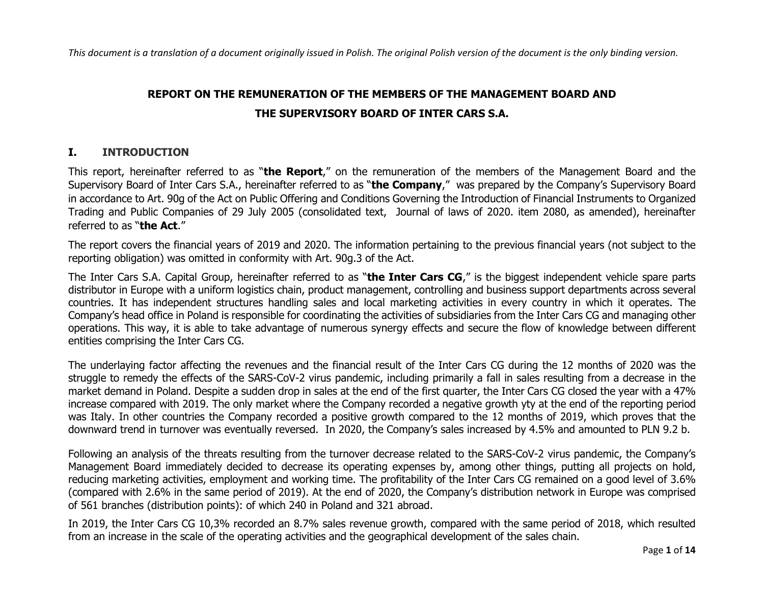*This document is a translation of a document originally issued in Polish. The original Polish version of the document is the only binding version.*

# REPORT ON THE REMUNERATION OF THE MEMBERS OF THE MANAGEMENT BOARD AND THE SUPERVISORY BOARD OF INTER CARS S.A.

## I. INTRODUCTION

This report, hereinafter referred to as "**the Report**," on the remuneration of the members of the Management Board and the Supervisory Board of Inter Cars S.A., hereinafter referred to as "**the Company**," was prepared by the Company's Supervisory Board in accordance to Art. 90g of the Act on Public Offering and Conditions Governing the Introduction of Financial Instruments to Organized Trading and Public Companies of 29 July 2005 (consolidated text, Journal of laws of 2020. item 2080, as amended), hereinafter referred to as "**the Act**."

The report covers the financial years of 2019 and 2020. The information pertaining to the previous financial years (not subject to the reporting obligation) was omitted in conformity with Art. 90g.3 of the Act.

The Inter Cars S.A. Capital Group, hereinafter referred to as "**the Inter Cars CG**," is the biggest independent vehicle spare parts distributor in Europe with a uniform logistics chain, product management, controlling and business support departments across several countries. It has independent structures handling sales and local marketing activities in every country in which it operates. The Company's head office in Poland is responsible for coordinating the activities of subsidiaries from the Inter Cars CG and managing other operations. This way, it is able to take advantage of numerous synergy effects and secure the flow of knowledge between different entities comprising the Inter Cars CG.

The underlaying factor affecting the revenues and the financial result of the Inter Cars CG during the 12 months of 2020 was the struggle to remedy the effects of the SARS-CoV-2 virus pandemic, including primarily a fall in sales resulting from a decrease in the market demand in Poland. Despite a sudden drop in sales at the end of the first quarter, the Inter Cars CG closed the year with a 47% increase compared with 2019. The only market where the Company recorded a negative growth yty at the end of the reporting period was Italy. In other countries the Company recorded a positive growth compared to the 12 months of 2019, which proves that the downward trend in turnover was eventually reversed. In 2020, the Company's sales increased by 4.5% and amounted to PLN 9.2 b.

Following an analysis of the threats resulting from the turnover decrease related to the SARS-CoV-2 virus pandemic, the Company's Management Board immediately decided to decrease its operating expenses by, among other things, putting all projects on hold, reducing marketing activities, employment and working time. The profitability of the Inter Cars CG remained on a good level of 3.6% (compared with 2.6% in the same period of 2019). At the end of 2020, the Company's distribution network in Europe was comprised of 561 branches (distribution points): of which 240 in Poland and 321 abroad.

In 2019, the Inter Cars CG 10,3% recorded an 8.7% sales revenue growth, compared with the same period of 2018, which resulted from an increase in the scale of the operating activities and the geographical development of the sales chain.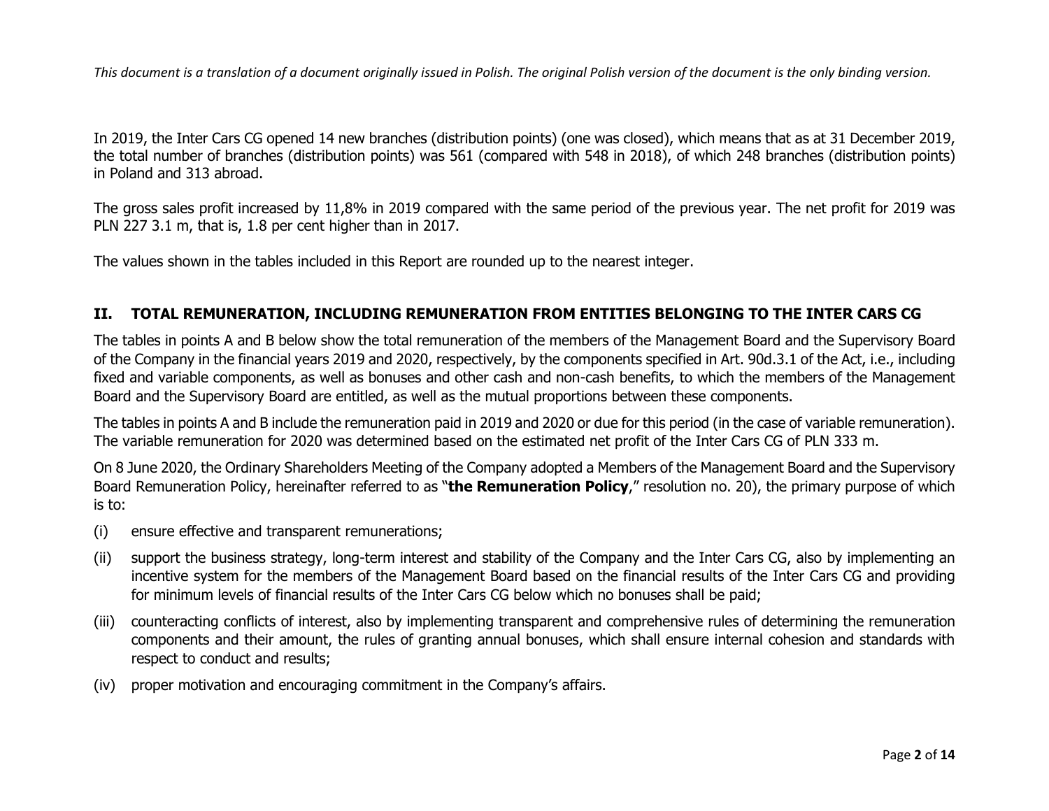*This document is a translation of a document originally issued in Polish. The original Polish version of the document is the only binding version.*

In 2019, the Inter Cars CG opened 14 new branches (distribution points) (one was closed), which means that as at 31 December 2019, the total number of branches (distribution points) was 561 (compared with 548 in 2018), of which 248 branches (distribution points) in Poland and 313 abroad.

The gross sales profit increased by 11,8% in 2019 compared with the same period of the previous year. The net profit for 2019 was PLN 227 3.1 m, that is, 1.8 per cent higher than in 2017.

The values shown in the tables included in this Report are rounded up to the nearest integer.

## II. TOTAL REMUNERATION, INCLUDING REMUNERATION FROM ENTITIES BELONGING TO THE INTER CARS CG

The tables in points A and B below show the total remuneration of the members of the Management Board and the Supervisory Board of the Company in the financial years 2019 and 2020, respectively, by the components specified in Art. 90d.3.1 of the Act, i.e., including fixed and variable components, as well as bonuses and other cash and non-cash benefits, to which the members of the Management Board and the Supervisory Board are entitled, as well as the mutual proportions between these components.

The tables in points A and B include the remuneration paid in 2019 and 2020 or due for this period (in the case of variable remuneration). The variable remuneration for 2020 was determined based on the estimated net profit of the Inter Cars CG of PLN 333 m.

On 8 June 2020, the Ordinary Shareholders Meeting of the Company adopted a Members of the Management Board and the Supervisory Board Remuneration Policy, hereinafter referred to as "**the Remuneration Policy**," resolution no. 20), the primary purpose of which is to:

(i) ensure effective and transparent remunerations;

(ii) support the business strategy, long-term interest and stability of the Company and the Inter Cars CG, also by implementing an incentive system for the members of the Management Board based on the financial results of the Inter Cars CG and providing for minimum levels of financial results of the Inter Cars CG below which no bonuses shall be paid;

(iii) counteracting conflicts of interest, also by implementing transparent and comprehensive rules of determining the remuneration components and their amount, the rules of granting annual bonuses, which shall ensure internal cohesion and standards with respect to conduct and results;

(iv) proper motivation and encouraging commitment in the Company's affairs.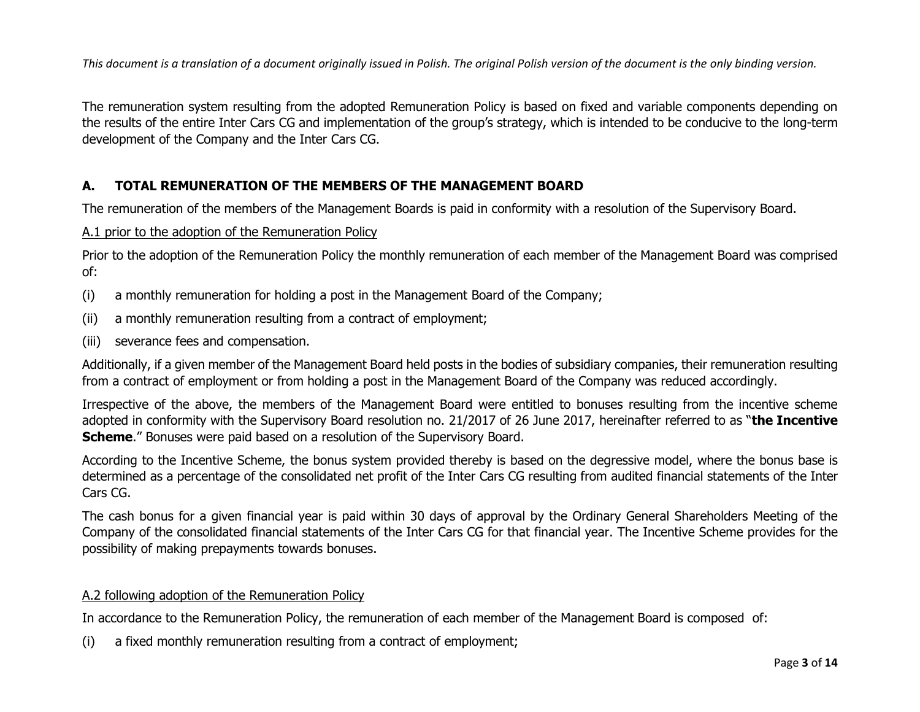The remuneration system resulting from the adopted Remuneration Policy is based on fixed and variable components depending on the results of the entire Inter Cars CG and implementation of the group's strategy, which is intended to be conducive to the long-term development of the Company and the Inter Cars CG.

## A. TOTAL REMUNERATION OF THE MEMBERS OF THE MANAGEMENT BOARD

The remuneration of the members of the Management Boards is paid in conformity with a resolution of the Supervisory Board.

A.1 prior to the adoption of the Remuneration Policy

Prior to the adoption of the Remuneration Policy the monthly remuneration of each member of the Management Board was comprised of:

(i) a monthly remuneration for holding a post in the Management Board of the Company;

(ii) a monthly remuneration resulting from a contract of employment;

(iii) severance fees and compensation.

Additionally, if a given member of the Management Board held posts in the bodies of subsidiary companies, their remuneration resulting from a contract of employment or from holding a post in the Management Board of the Company was reduced accordingly.

Irrespective of the above, the members of the Management Board were entitled to bonuses resulting from the incentive scheme adopted in conformity with the Supervisory Board resolution no. 21/2017 of 26 June 2017, hereinafter referred to as "**the Incentive Scheme**." Bonuses were paid based on a resolution of the Supervisory Board.

According to the Incentive Scheme, the bonus system provided thereby is based on the degressive model, where the bonus base is determined as a percentage of the consolidated net profit of the Inter Cars CG resulting from audited financial statements of the Inter Cars CG.

The cash bonus for a given financial year is paid within 30 days of approval by the Ordinary General Shareholders Meeting of the Company of the consolidated financial statements of the Inter Cars CG for that financial year. The Incentive Scheme provides for the possibility of making prepayments towards bonuses.

A.2 following adoption of the Remuneration Policy

In accordance to the Remuneration Policy, the remuneration of each member of the Management Board is composed of:

(i) a fixed monthly remuneration resulting from a contract of employment;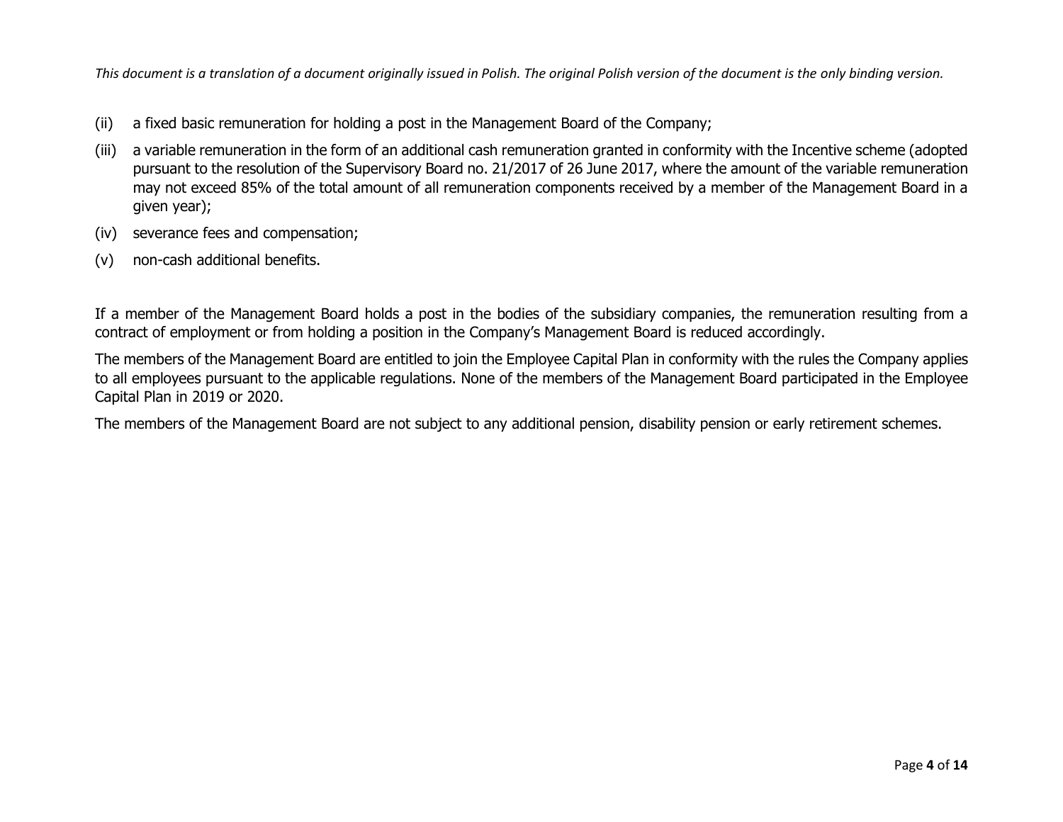*This document is a translation of a document originally issued in Polish. The original Polish version of the document is the only binding version.*

(ii) a fixed basic remuneration for holding a post in the Management Board of the Company;

(iii) a variable remuneration in the form of an additional cash remuneration granted in conformity with the Incentive scheme (adopted pursuant to the resolution of the Supervisory Board no. 21/2017 of 26 June 2017, where the amount of the variable remuneration may not exceed 85% of the total amount of all remuneration components received by a member of the Management Board in a given year);

(iv) severance fees and compensation;

(v) non-cash additional benefits.

If a member of the Management Board holds a post in the bodies of the subsidiary companies, the remuneration resulting from a contract of employment or from holding a position in the Company's Management Board is reduced accordingly.

The members of the Management Board are entitled to join the Employee Capital Plan in conformity with the rules the Company applies to all employees pursuant to the applicable regulations. None of the members of the Management Board participated in the Employee Capital Plan in 2019 or 2020.

The members of the Management Board are not subject to any additional pension, disability pension or early retirement schemes.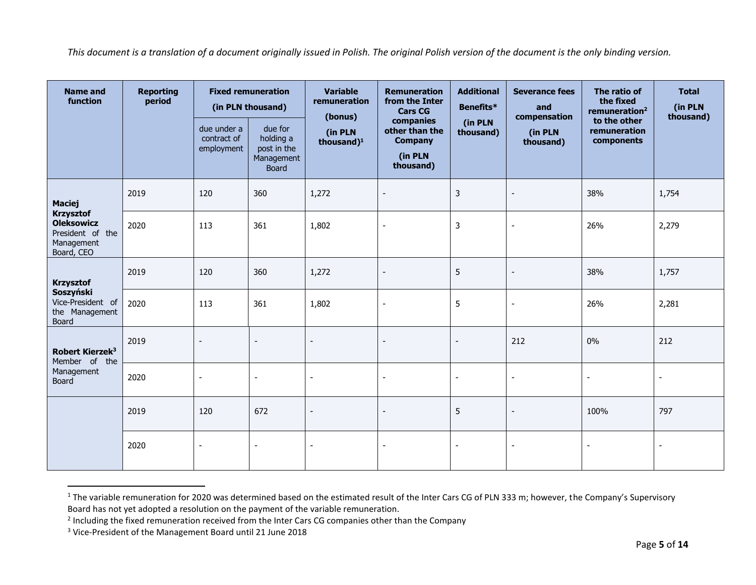*This document is a translation of a document originally issued in Polish. The original Polish version of the document is the only binding version.*

| Name and function | Reporting period | Fixed remuneration (in PLN thousand) | | Variable remuneration (bonus) (in PLN thousand)[1] | Remuneration from the Inter Cars CG companies other than the Company (in PLN thousand) | Additional Benefits* (in PLN thousand) | Severance fees and compensation (in PLN thousand) | The ratio of the fixed remuneration[2] to the other remuneration components | Total (in PLN thousand) |
|---|---|---|---|---|---|---|---|---|---|
| | | due under a contract of employment | due for holding a post in the Management Board | | | | | | |
| **Maciej Krzysztof Oleksowicz** President of the Management Board, CEO | 2019 | 120 | 360 | 1,272 | - | 3 | - | 38% | 1,754 |
| | 2020 | 113 | 361 | 1,802 | - | 3 | - | 26% | 2,279 |
| **Krzysztof Soszyński** Vice-President of the Management Board | 2019 | 120 | 360 | 1,272 | - | 5 | - | 38% | 1,757 |
| | 2020 | 113 | 361 | 1,802 | - | 5 | - | 26% | 2,281 |
| **Robert Kierzek**[3] Member of the Management Board | 2019 | - | - | - | - | - | 212 | 0% | 212 |
| | 2020 | - | - | - | - | - | - | - | - |
| | 2019 | 120 | 672 | - | - | 5 | - | 100% | 797 |
| | 2020 | - | - | - | - | - | - | - | - |

[1] The variable remuneration for 2020 was determined based on the estimated result of the Inter Cars CG of PLN 333 m; however, the Company's Supervisory Board has not yet adopted a resolution on the payment of the variable remuneration.

[2] Including the fixed remuneration received from the Inter Cars CG companies other than the Company

[3] Vice-President of the Management Board until 21 June 2018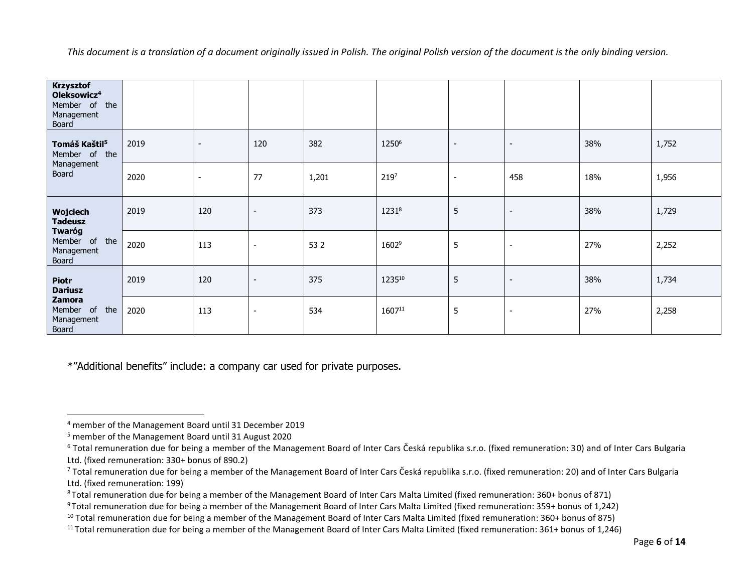*This document is a translation of a document originally issued in Polish. The original Polish version of the document is the only binding version.*

| | | | | | | | | | |
|---|---|---|---|---|---|---|---|---|---|
| **Krzysztof Oleksowicz**[4] Member of the Management Board | | | | | | | | | |
| **Tomáš Kaštil**[5] Member of the Management Board | 2019 | - | 120 | 382 | 1250[6] | - | - | 38% | 1,752 |
| | 2020 | - | 77 | 1,201 | 219[7] | - | 458 | 18% | 1,956 |
| **Wojciech Tadeusz Twaróg** Member of the Management Board | 2019 | 120 | - | 373 | 1231[8] | 5 | - | 38% | 1,729 |
| | 2020 | 113 | - | 53 2 | 1602[9] | 5 | - | 27% | 2,252 |
| **Piotr Dariusz Zamora** Member of the Management Board | 2019 | 120 | - | 375 | 1235[10] | 5 | - | 38% | 1,734 |
| | 2020 | 113 | - | 534 | 1607[11] | 5 | - | 27% | 2,258 |

*"Additional benefits" include: a company car used for private purposes.

---

[4] member of the Management Board until 31 December 2019

[5] member of the Management Board until 31 August 2020

[6] Total remuneration due for being a member of the Management Board of Inter Cars Česká republika s.r.o. (fixed remuneration: 30) and of Inter Cars Bulgaria Ltd. (fixed remuneration: 330+ bonus of 890.2)

[7] Total remuneration due for being a member of the Management Board of Inter Cars Česká republika s.r.o. (fixed remuneration: 20) and of Inter Cars Bulgaria Ltd. (fixed remuneration: 199)

[8] Total remuneration due for being a member of the Management Board of Inter Cars Malta Limited (fixed remuneration: 360+ bonus of 871)

[9] Total remuneration due for being a member of the Management Board of Inter Cars Malta Limited (fixed remuneration: 359+ bonus of 1,242)

[10] Total remuneration due for being a member of the Management Board of Inter Cars Malta Limited (fixed remuneration: 360+ bonus of 875)

[11] Total remuneration due for being a member of the Management Board of Inter Cars Malta Limited (fixed remuneration: 361+ bonus of 1,246)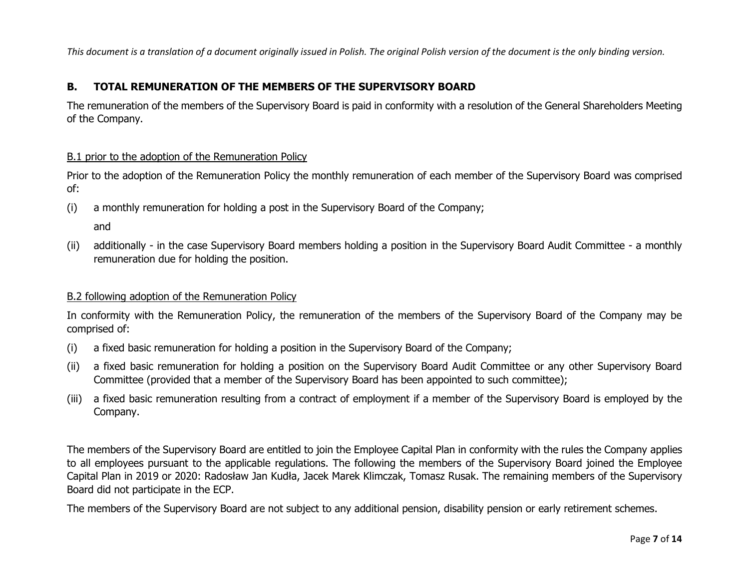*This document is a translation of a document originally issued in Polish. The original Polish version of the document is the only binding version.*

## B. TOTAL REMUNERATION OF THE MEMBERS OF THE SUPERVISORY BOARD

The remuneration of the members of the Supervisory Board is paid in conformity with a resolution of the General Shareholders Meeting of the Company.

### B.1 prior to the adoption of the Remuneration Policy

Prior to the adoption of the Remuneration Policy the monthly remuneration of each member of the Supervisory Board was comprised of:

(i) a monthly remuneration for holding a post in the Supervisory Board of the Company;

and

(ii) additionally - in the case Supervisory Board members holding a position in the Supervisory Board Audit Committee - a monthly remuneration due for holding the position.

### B.2 following adoption of the Remuneration Policy

In conformity with the Remuneration Policy, the remuneration of the members of the Supervisory Board of the Company may be comprised of:

(i) a fixed basic remuneration for holding a position in the Supervisory Board of the Company;

(ii) a fixed basic remuneration for holding a position on the Supervisory Board Audit Committee or any other Supervisory Board Committee (provided that a member of the Supervisory Board has been appointed to such committee);

(iii) a fixed basic remuneration resulting from a contract of employment if a member of the Supervisory Board is employed by the Company.

The members of the Supervisory Board are entitled to join the Employee Capital Plan in conformity with the rules the Company applies to all employees pursuant to the applicable regulations. The following the members of the Supervisory Board joined the Employee Capital Plan in 2019 or 2020: Radosław Jan Kudła, Jacek Marek Klimczak, Tomasz Rusak. The remaining members of the Supervisory Board did not participate in the ECP.

The members of the Supervisory Board are not subject to any additional pension, disability pension or early retirement schemes.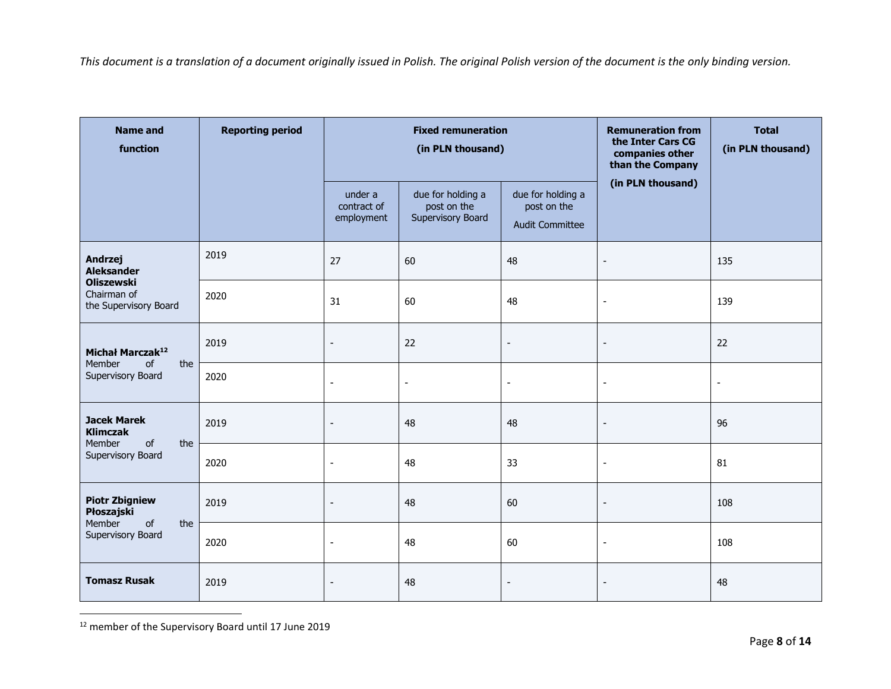*This document is a translation of a document originally issued in Polish. The original Polish version of the document is the only binding version.*

| Name and function | Reporting period | Fixed remuneration (in PLN thousand) | | | Remuneration from the Inter Cars CG companies other than the Company (in PLN thousand) | Total (in PLN thousand) |
|---|---|---|---|---|---|---|
| | | under a contract of employment | due for holding a post on the Supervisory Board | due for holding a post on the Audit Committee | | |
| **Andrzej Aleksander Oliszewski** Chairman of the Supervisory Board | 2019 | 27 | 60 | 48 | - | 135 |
| | 2020 | 31 | 60 | 48 | - | 139 |
| **Michał Marczak**[12] Member of the Supervisory Board | 2019 | - | 22 | - | - | 22 |
| | 2020 | - | - | - | - | - |
| **Jacek Marek Klimczak** Member of the Supervisory Board | 2019 | - | 48 | 48 | - | 96 |
| | 2020 | - | 48 | 33 | - | 81 |
| **Piotr Zbigniew Płoszajski** Member of the Supervisory Board | 2019 | - | 48 | 60 | - | 108 |
| | 2020 | - | 48 | 60 | - | 108 |
| **Tomasz Rusak** | 2019 | - | 48 | - | - | 48 |

[12] member of the Supervisory Board until 17 June 2019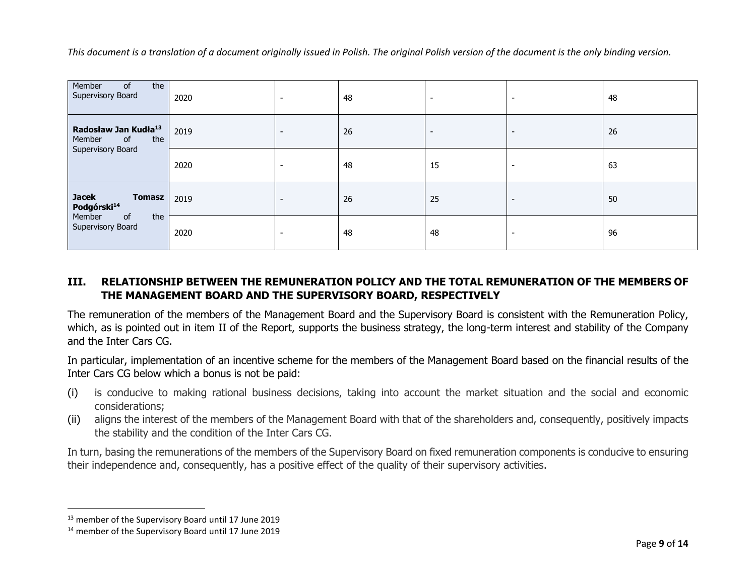*This document is a translation of a document originally issued in Polish. The original Polish version of the document is the only binding version.*

| | | | | | | |
|---|---|---|---|---|---|---|
| Member of the Supervisory Board | 2020 | - | 48 | - | - | 48 |
| **Radosław Jan Kudła**[13] Member of the Supervisory Board | 2019 | - | 26 | - | - | 26 |
| | 2020 | - | 48 | 15 | - | 63 |
| **Jacek Tomasz Podgórski**[14] Member of the Supervisory Board | 2019 | - | 26 | 25 | - | 50 |
| | 2020 | - | 48 | 48 | - | 96 |

## III. RELATIONSHIP BETWEEN THE REMUNERATION POLICY AND THE TOTAL REMUNERATION OF THE MEMBERS OF THE MANAGEMENT BOARD AND THE SUPERVISORY BOARD, RESPECTIVELY

The remuneration of the members of the Management Board and the Supervisory Board is consistent with the Remuneration Policy, which, as is pointed out in item II of the Report, supports the business strategy, the long-term interest and stability of the Company and the Inter Cars CG.

In particular, implementation of an incentive scheme for the members of the Management Board based on the financial results of the Inter Cars CG below which a bonus is not be paid:

(i) is conducive to making rational business decisions, taking into account the market situation and the social and economic considerations;

(ii) aligns the interest of the members of the Management Board with that of the shareholders and, consequently, positively impacts the stability and the condition of the Inter Cars CG.

In turn, basing the remunerations of the members of the Supervisory Board on fixed remuneration components is conducive to ensuring their independence and, consequently, has a positive effect of the quality of their supervisory activities.

[13] member of the Supervisory Board until 17 June 2019

[14] member of the Supervisory Board until 17 June 2019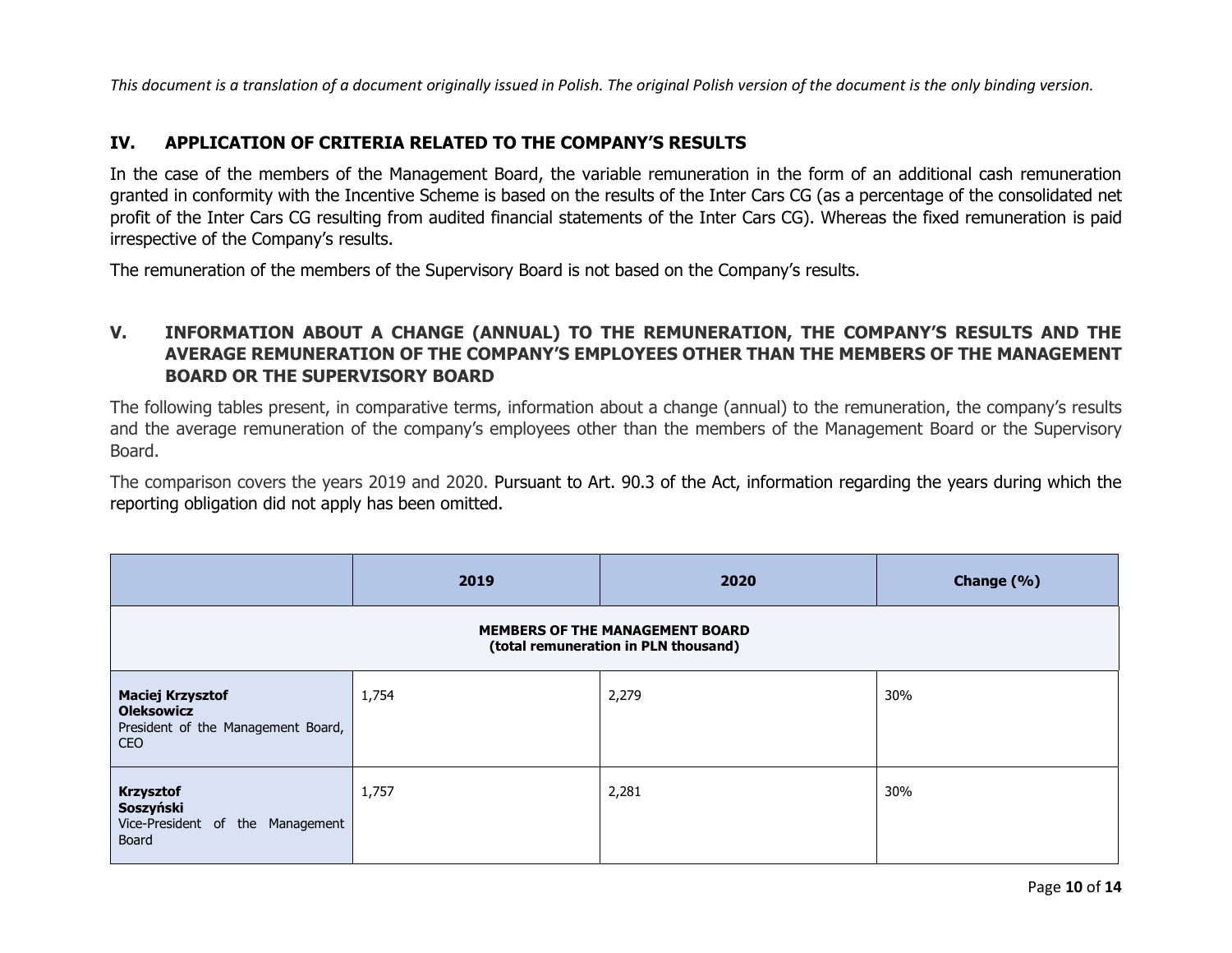*This document is a translation of a document originally issued in Polish. The original Polish version of the document is the only binding version.*

## IV. APPLICATION OF CRITERIA RELATED TO THE COMPANY'S RESULTS

In the case of the members of the Management Board, the variable remuneration in the form of an additional cash remuneration granted in conformity with the Incentive Scheme is based on the results of the Inter Cars CG (as a percentage of the consolidated net profit of the Inter Cars CG resulting from audited financial statements of the Inter Cars CG). Whereas the fixed remuneration is paid irrespective of the Company's results.

The remuneration of the members of the Supervisory Board is not based on the Company's results.

## V. INFORMATION ABOUT A CHANGE (ANNUAL) TO THE REMUNERATION, THE COMPANY'S RESULTS AND THE AVERAGE REMUNERATION OF THE COMPANY'S EMPLOYEES OTHER THAN THE MEMBERS OF THE MANAGEMENT BOARD OR THE SUPERVISORY BOARD

The following tables present, in comparative terms, information about a change (annual) to the remuneration, the company's results and the average remuneration of the company's employees other than the members of the Management Board or the Supervisory Board.

The comparison covers the years 2019 and 2020. Pursuant to Art. 90.3 of the Act, information regarding the years during which the reporting obligation did not apply has been omitted.

| | 2019 | 2020 | Change (%) |
|---|---|---|---|
| **MEMBERS OF THE MANAGEMENT BOARD (total remuneration in PLN thousand)** | | | |
| **Maciej Krzysztof Oleksowicz** President of the Management Board, CEO | 1,754 | 2,279 | 30% |
| **Krzysztof Soszyński** Vice-President of the Management Board | 1,757 | 2,281 | 30% |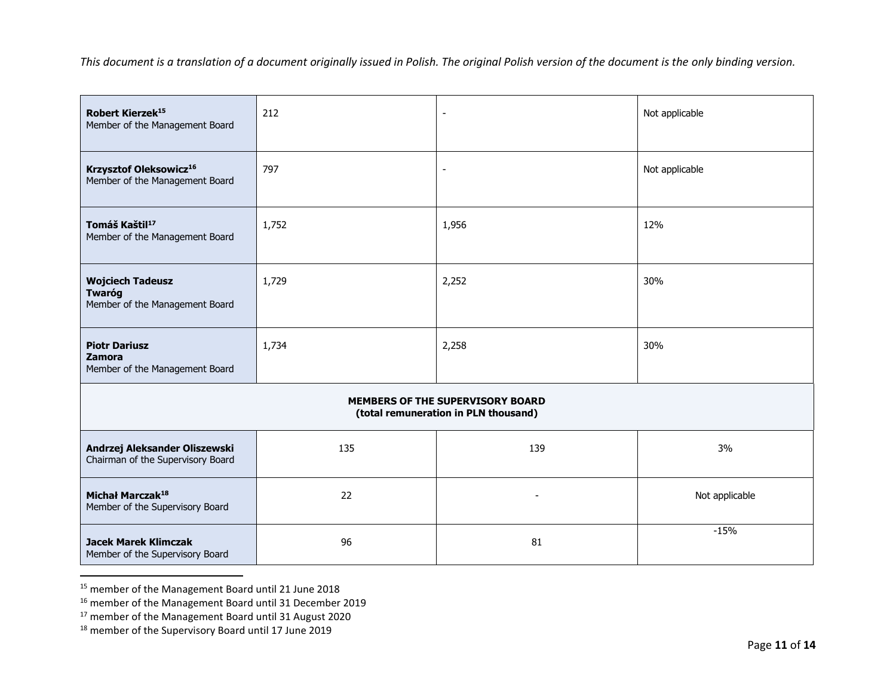*This document is a translation of a document originally issued in Polish. The original Polish version of the document is the only binding version.*

| | | | |
|---|---|---|---|
| **Robert Kierzek**[15]<br>Member of the Management Board | 212 | - | Not applicable |
| **Krzysztof Oleksowicz**[16]<br>Member of the Management Board | 797 | - | Not applicable |
| **Tomáš Kaštil**[17]<br>Member of the Management Board | 1,752 | 1,956 | 12% |
| **Wojciech Tadeusz Twaróg**<br>Member of the Management Board | 1,729 | 2,252 | 30% |
| **Piotr Dariusz Zamora**<br>Member of the Management Board | 1,734 | 2,258 | 30% |
| **MEMBERS OF THE SUPERVISORY BOARD (total remuneration in PLN thousand)** | | | |
| **Andrzej Aleksander Oliszewski**<br>Chairman of the Supervisory Board | 135 | 139 | 3% |
| **Michał Marczak**[18]<br>Member of the Supervisory Board | 22 | - | Not applicable |
| **Jacek Marek Klimczak**<br>Member of the Supervisory Board | 96 | 81 | -15% |

[15] member of the Management Board until 21 June 2018

[16] member of the Management Board until 31 December 2019

[17] member of the Management Board until 31 August 2020

[18] member of the Supervisory Board until 17 June 2019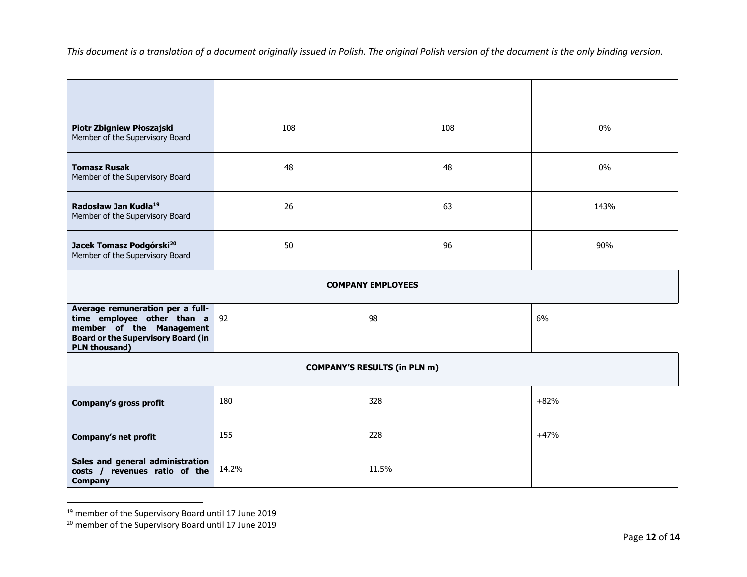*This document is a translation of a document originally issued in Polish. The original Polish version of the document is the only binding version.*

| | | | |
|---|---|---|---|
| **Piotr Zbigniew Płoszajski** Member of the Supervisory Board | 108 | 108 | 0% |
| **Tomasz Rusak** Member of the Supervisory Board | 48 | 48 | 0% |
| **Radosław Jan Kudła**[19] Member of the Supervisory Board | 26 | 63 | 143% |
| **Jacek Tomasz Podgórski**[20] Member of the Supervisory Board | 50 | 96 | 90% |
| **COMPANY EMPLOYEES** | | | |
| **Average remuneration per a full-time employee other than a member of the Management Board or the Supervisory Board (in PLN thousand)** | 92 | 98 | 6% |
| **COMPANY'S RESULTS (in PLN m)** | | | |
| **Company's gross profit** | 180 | 328 | +82% |
| **Company's net profit** | 155 | 228 | +47% |
| **Sales and general administration costs / revenues ratio of the Company** | 14.2% | 11.5% | |

[19] member of the Supervisory Board until 17 June 2019

[20] member of the Supervisory Board until 17 June 2019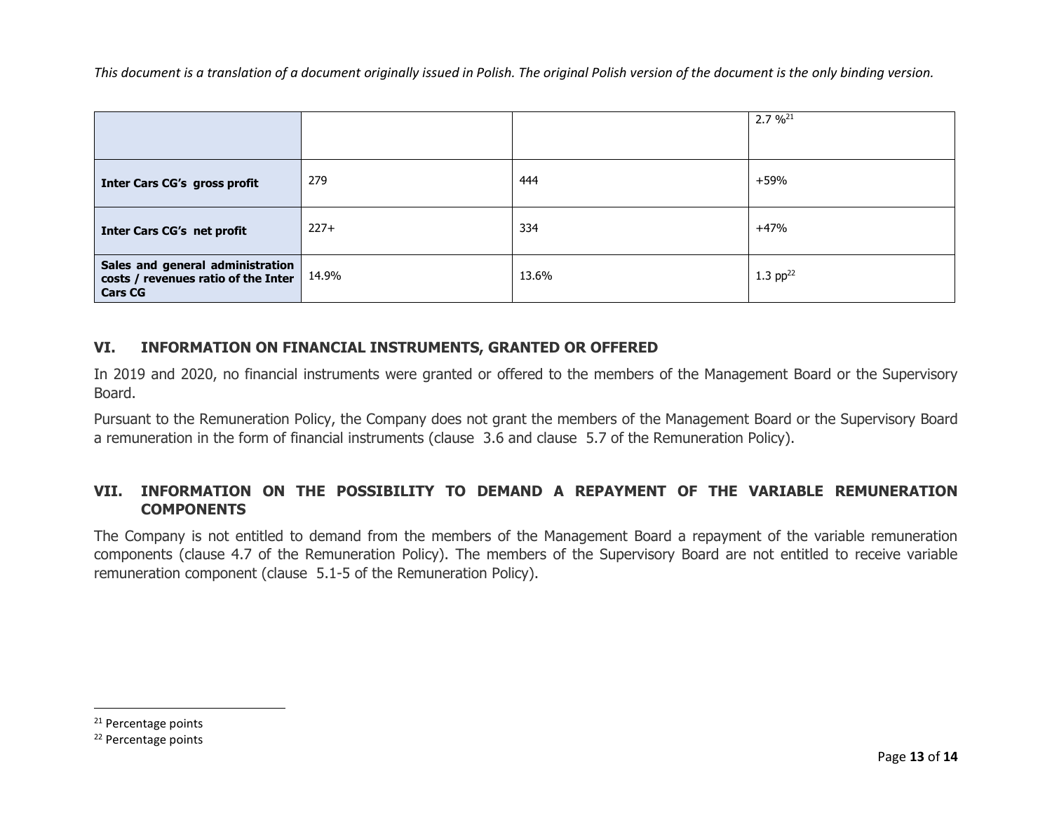*This document is a translation of a document originally issued in Polish. The original Polish version of the document is the only binding version.*

| | | | |
|---|---|---|---|
| | | | 2.7 %[21] |
| **Inter Cars CG's gross profit** | 279 | 444 | +59% |
| **Inter Cars CG's net profit** | 227+ | 334 | +47% |
| **Sales and general administration costs / revenues ratio of the Inter Cars CG** | 14.9% | 13.6% | 1.3 pp[22] |

## VI. INFORMATION ON FINANCIAL INSTRUMENTS, GRANTED OR OFFERED

In 2019 and 2020, no financial instruments were granted or offered to the members of the Management Board or the Supervisory Board.

Pursuant to the Remuneration Policy, the Company does not grant the members of the Management Board or the Supervisory Board a remuneration in the form of financial instruments (clause 3.6 and clause 5.7 of the Remuneration Policy).

## VII. INFORMATION ON THE POSSIBILITY TO DEMAND A REPAYMENT OF THE VARIABLE REMUNERATION COMPONENTS

The Company is not entitled to demand from the members of the Management Board a repayment of the variable remuneration components (clause 4.7 of the Remuneration Policy). The members of the Supervisory Board are not entitled to receive variable remuneration component (clause 5.1-5 of the Remuneration Policy).

---

[21] Percentage points

[22] Percentage points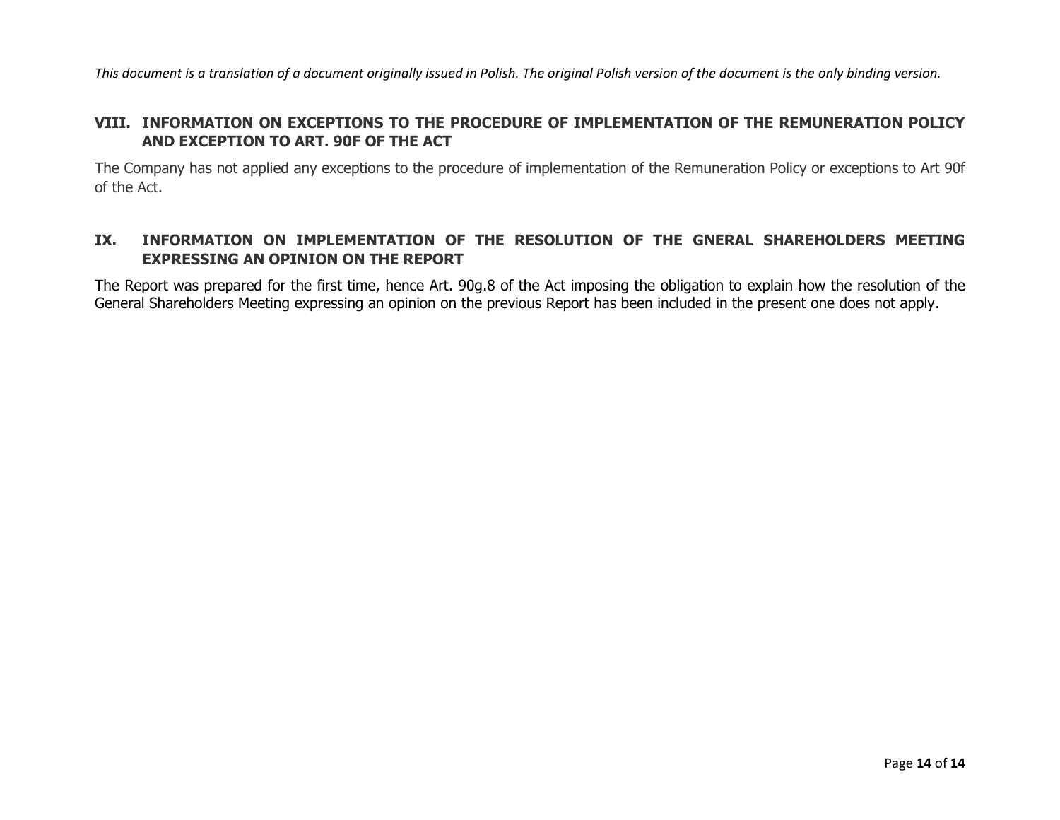*This document is a translation of a document originally issued in Polish. The original Polish version of the document is the only binding version.*

## VIII. INFORMATION ON EXCEPTIONS TO THE PROCEDURE OF IMPLEMENTATION OF THE REMUNERATION POLICY AND EXCEPTION TO ART. 90F OF THE ACT

The Company has not applied any exceptions to the procedure of implementation of the Remuneration Policy or exceptions to Art 90f of the Act.

## IX. INFORMATION ON IMPLEMENTATION OF THE RESOLUTION OF THE GNERAL SHAREHOLDERS MEETING EXPRESSING AN OPINION ON THE REPORT

The Report was prepared for the first time, hence Art. 90g.8 of the Act imposing the obligation to explain how the resolution of the General Shareholders Meeting expressing an opinion on the previous Report has been included in the present one does not apply.